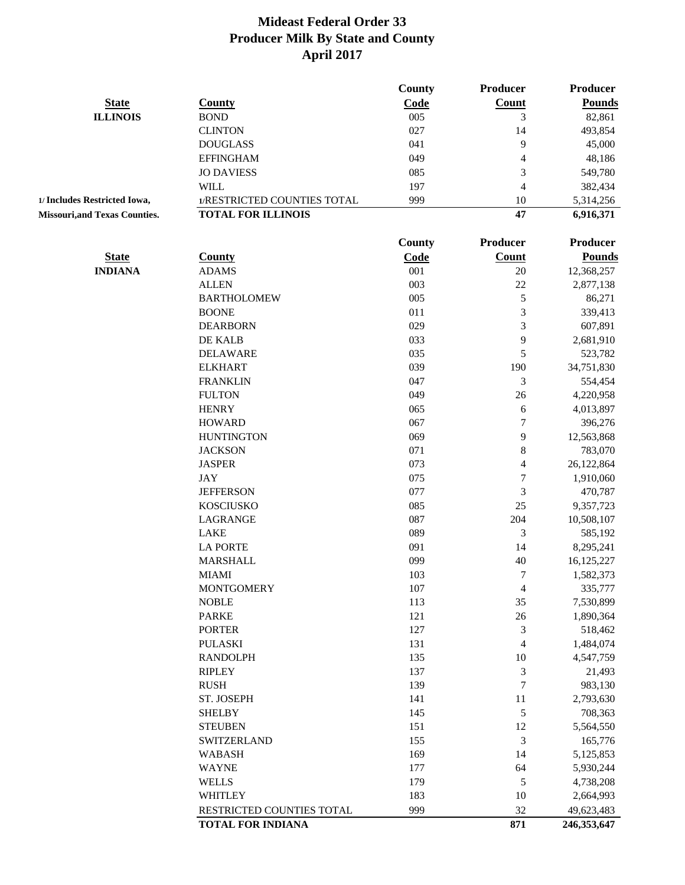# Mideast Federal Order 33
## Producer Milk By State and County
## April 2017

| State | County | County Code | Producer Count | Producer Pounds |
|---|---|---|---|---|
| **ILLINOIS** | BOND | 005 | 3 | 82,861 |
| | CLINTON | 027 | 14 | 493,854 |
| | DOUGLASS | 041 | 9 | 45,000 |
| | EFFINGHAM | 049 | 4 | 48,186 |
| | JO DAVIESS | 085 | 3 | 549,780 |
| | WILL | 197 | 4 | 382,434 |
| **1/ Includes Restricted Iowa,** | 1/RESTRICTED COUNTIES TOTAL | 999 | 10 | 5,314,256 |
| **Missouri,and Texas Counties.** | **TOTAL FOR ILLINOIS** | | **47** | **6,916,371** |

| State | County | County Code | Producer Count | Producer Pounds |
|---|---|---|---|---|
| **INDIANA** | ADAMS | 001 | 20 | 12,368,257 |
| | ALLEN | 003 | 22 | 2,877,138 |
| | BARTHOLOMEW | 005 | 5 | 86,271 |
| | BOONE | 011 | 3 | 339,413 |
| | DEARBORN | 029 | 3 | 607,891 |
| | DE KALB | 033 | 9 | 2,681,910 |
| | DELAWARE | 035 | 5 | 523,782 |
| | ELKHART | 039 | 190 | 34,751,830 |
| | FRANKLIN | 047 | 3 | 554,454 |
| | FULTON | 049 | 26 | 4,220,958 |
| | HENRY | 065 | 6 | 4,013,897 |
| | HOWARD | 067 | 7 | 396,276 |
| | HUNTINGTON | 069 | 9 | 12,563,868 |
| | JACKSON | 071 | 8 | 783,070 |
| | JASPER | 073 | 4 | 26,122,864 |
| | JAY | 075 | 7 | 1,910,060 |
| | JEFFERSON | 077 | 3 | 470,787 |
| | KOSCIUSKO | 085 | 25 | 9,357,723 |
| | LAGRANGE | 087 | 204 | 10,508,107 |
| | LAKE | 089 | 3 | 585,192 |
| | LA PORTE | 091 | 14 | 8,295,241 |
| | MARSHALL | 099 | 40 | 16,125,227 |
| | MIAMI | 103 | 7 | 1,582,373 |
| | MONTGOMERY | 107 | 4 | 335,777 |
| | NOBLE | 113 | 35 | 7,530,899 |
| | PARKE | 121 | 26 | 1,890,364 |
| | PORTER | 127 | 3 | 518,462 |
| | PULASKI | 131 | 4 | 1,484,074 |
| | RANDOLPH | 135 | 10 | 4,547,759 |
| | RIPLEY | 137 | 3 | 21,493 |
| | RUSH | 139 | 7 | 983,130 |
| | ST. JOSEPH | 141 | 11 | 2,793,630 |
| | SHELBY | 145 | 5 | 708,363 |
| | STEUBEN | 151 | 12 | 5,564,550 |
| | SWITZERLAND | 155 | 3 | 165,776 |
| | WABASH | 169 | 14 | 5,125,853 |
| | WAYNE | 177 | 64 | 5,930,244 |
| | WELLS | 179 | 5 | 4,738,208 |
| | WHITLEY | 183 | 10 | 2,664,993 |
| | RESTRICTED COUNTIES TOTAL | 999 | 32 | 49,623,483 |
| | **TOTAL FOR INDIANA** | | **871** | **246,353,647** |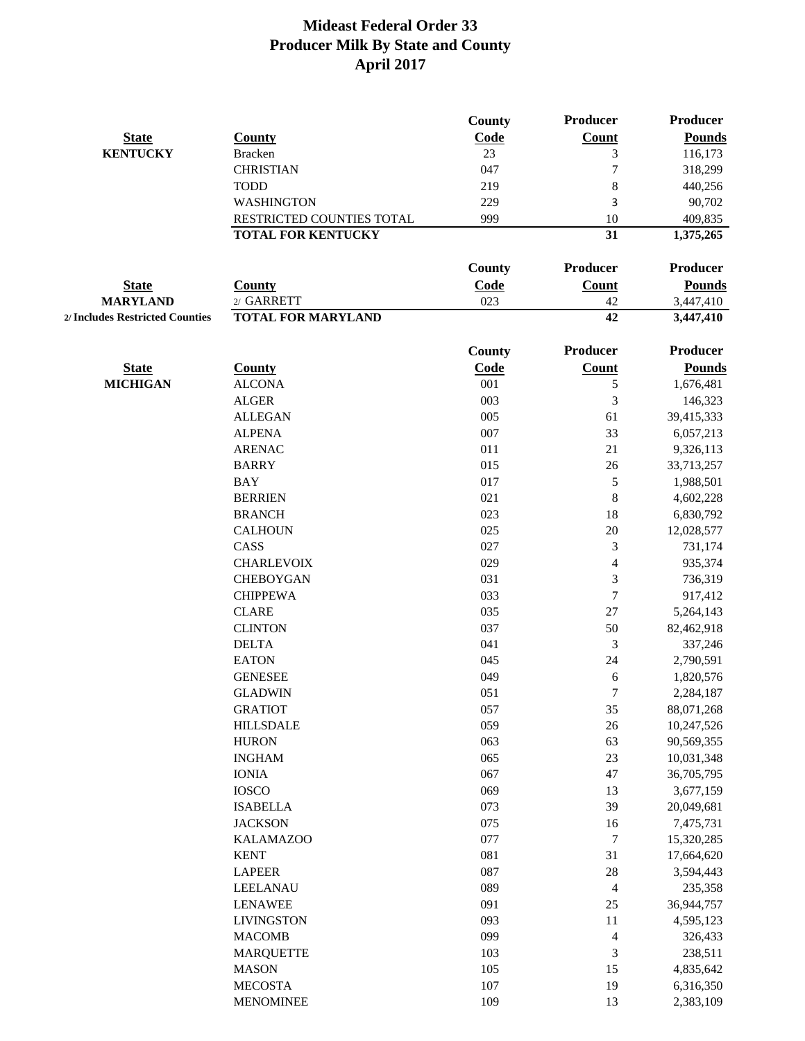# Mideast Federal Order 33
## Producer Milk By State and County
## April 2017

| State | County | County Code | Producer Count | Producer Pounds |
|---|---|---|---|---|
| **KENTUCKY** | Bracken | 23 | 3 | 116,173 |
| | CHRISTIAN | 047 | 7 | 318,299 |
| | TODD | 219 | 8 | 440,256 |
| | WASHINGTON | 229 | 3 | 90,702 |
| | RESTRICTED COUNTIES TOTAL | 999 | 10 | 409,835 |
| | **TOTAL FOR KENTUCKY** | | **31** | **1,375,265** |

| State | County | County Code | Producer Count | Producer Pounds |
|---|---|---|---|---|
| **MARYLAND** | 2/ GARRETT | 023 | 42 | 3,447,410 |
| **2/ Includes Restricted Counties** | **TOTAL FOR MARYLAND** | | **42** | **3,447,410** |

| State | County | County Code | Producer Count | Producer Pounds |
|---|---|---|---|---|
| **MICHIGAN** | ALCONA | 001 | 5 | 1,676,481 |
| | ALGER | 003 | 3 | 146,323 |
| | ALLEGAN | 005 | 61 | 39,415,333 |
| | ALPENA | 007 | 33 | 6,057,213 |
| | ARENAC | 011 | 21 | 9,326,113 |
| | BARRY | 015 | 26 | 33,713,257 |
| | BAY | 017 | 5 | 1,988,501 |
| | BERRIEN | 021 | 8 | 4,602,228 |
| | BRANCH | 023 | 18 | 6,830,792 |
| | CALHOUN | 025 | 20 | 12,028,577 |
| | CASS | 027 | 3 | 731,174 |
| | CHARLEVOIX | 029 | 4 | 935,374 |
| | CHEBOYGAN | 031 | 3 | 736,319 |
| | CHIPPEWA | 033 | 7 | 917,412 |
| | CLARE | 035 | 27 | 5,264,143 |
| | CLINTON | 037 | 50 | 82,462,918 |
| | DELTA | 041 | 3 | 337,246 |
| | EATON | 045 | 24 | 2,790,591 |
| | GENESEE | 049 | 6 | 1,820,576 |
| | GLADWIN | 051 | 7 | 2,284,187 |
| | GRATIOT | 057 | 35 | 88,071,268 |
| | HILLSDALE | 059 | 26 | 10,247,526 |
| | HURON | 063 | 63 | 90,569,355 |
| | INGHAM | 065 | 23 | 10,031,348 |
| | IONIA | 067 | 47 | 36,705,795 |
| | IOSCO | 069 | 13 | 3,677,159 |
| | ISABELLA | 073 | 39 | 20,049,681 |
| | JACKSON | 075 | 16 | 7,475,731 |
| | KALAMAZOO | 077 | 7 | 15,320,285 |
| | KENT | 081 | 31 | 17,664,620 |
| | LAPEER | 087 | 28 | 3,594,443 |
| | LEELANAU | 089 | 4 | 235,358 |
| | LENAWEE | 091 | 25 | 36,944,757 |
| | LIVINGSTON | 093 | 11 | 4,595,123 |
| | MACOMB | 099 | 4 | 326,433 |
| | MARQUETTE | 103 | 3 | 238,511 |
| | MASON | 105 | 15 | 4,835,642 |
| | MECOSTA | 107 | 19 | 6,316,350 |
| | MENOMINEE | 109 | 13 | 2,383,109 |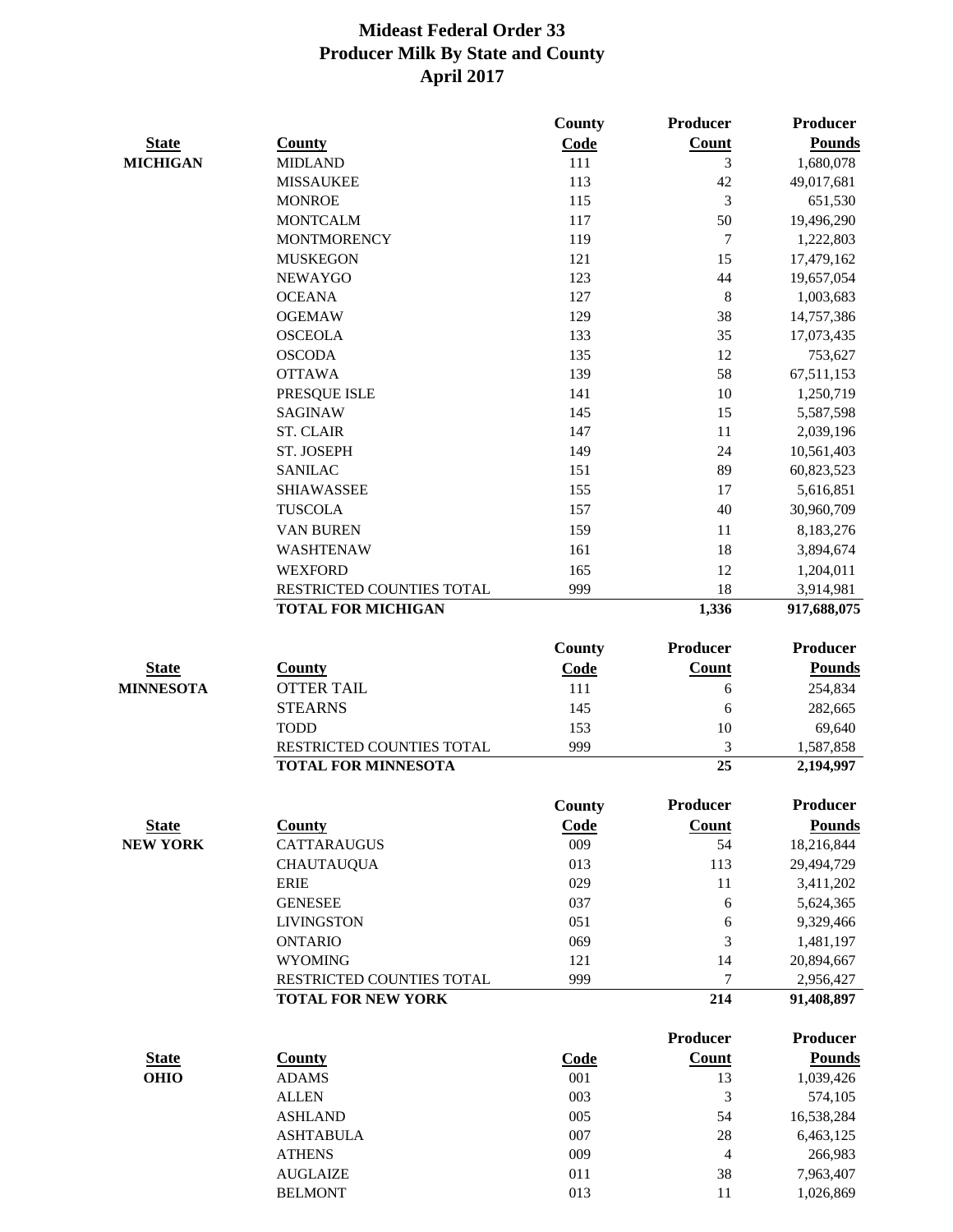# Mideast Federal Order 33
## Producer Milk By State and County
## April 2017

| State | County | County Code | Producer Count | Producer Pounds |
|---|---|---|---|---|
| MICHIGAN | MIDLAND | 111 | 3 | 1,680,078 |
| | MISSAUKEE | 113 | 42 | 49,017,681 |
| | MONROE | 115 | 3 | 651,530 |
| | MONTCALM | 117 | 50 | 19,496,290 |
| | MONTMORENCY | 119 | 7 | 1,222,803 |
| | MUSKEGON | 121 | 15 | 17,479,162 |
| | NEWAYGO | 123 | 44 | 19,657,054 |
| | OCEANA | 127 | 8 | 1,003,683 |
| | OGEMAW | 129 | 38 | 14,757,386 |
| | OSCEOLA | 133 | 35 | 17,073,435 |
| | OSCODA | 135 | 12 | 753,627 |
| | OTTAWA | 139 | 58 | 67,511,153 |
| | PRESQUE ISLE | 141 | 10 | 1,250,719 |
| | SAGINAW | 145 | 15 | 5,587,598 |
| | ST. CLAIR | 147 | 11 | 2,039,196 |
| | ST. JOSEPH | 149 | 24 | 10,561,403 |
| | SANILAC | 151 | 89 | 60,823,523 |
| | SHIAWASSEE | 155 | 17 | 5,616,851 |
| | TUSCOLA | 157 | 40 | 30,960,709 |
| | VAN BUREN | 159 | 11 | 8,183,276 |
| | WASHTENAW | 161 | 18 | 3,894,674 |
| | WEXFORD | 165 | 12 | 1,204,011 |
| | RESTRICTED COUNTIES TOTAL | 999 | 18 | 3,914,981 |
| | **TOTAL FOR MICHIGAN** | | **1,336** | **917,688,075** |

| State | County | County Code | Producer Count | Producer Pounds |
|---|---|---|---|---|
| MINNESOTA | OTTER TAIL | 111 | 6 | 254,834 |
| | STEARNS | 145 | 6 | 282,665 |
| | TODD | 153 | 10 | 69,640 |
| | RESTRICTED COUNTIES TOTAL | 999 | 3 | 1,587,858 |
| | **TOTAL FOR MINNESOTA** | | **25** | **2,194,997** |

| State | County | County Code | Producer Count | Producer Pounds |
|---|---|---|---|---|
| NEW YORK | CATTARAUGUS | 009 | 54 | 18,216,844 |
| | CHAUTAUQUA | 013 | 113 | 29,494,729 |
| | ERIE | 029 | 11 | 3,411,202 |
| | GENESEE | 037 | 6 | 5,624,365 |
| | LIVINGSTON | 051 | 6 | 9,329,466 |
| | ONTARIO | 069 | 3 | 1,481,197 |
| | WYOMING | 121 | 14 | 20,894,667 |
| | RESTRICTED COUNTIES TOTAL | 999 | 7 | 2,956,427 |
| | **TOTAL FOR NEW YORK** | | **214** | **91,408,897** |

| State | County | Code | Producer Count | Producer Pounds |
|---|---|---|---|---|
| OHIO | ADAMS | 001 | 13 | 1,039,426 |
| | ALLEN | 003 | 3 | 574,105 |
| | ASHLAND | 005 | 54 | 16,538,284 |
| | ASHTABULA | 007 | 28 | 6,463,125 |
| | ATHENS | 009 | 4 | 266,983 |
| | AUGLAIZE | 011 | 38 | 7,963,407 |
| | BELMONT | 013 | 11 | 1,026,869 |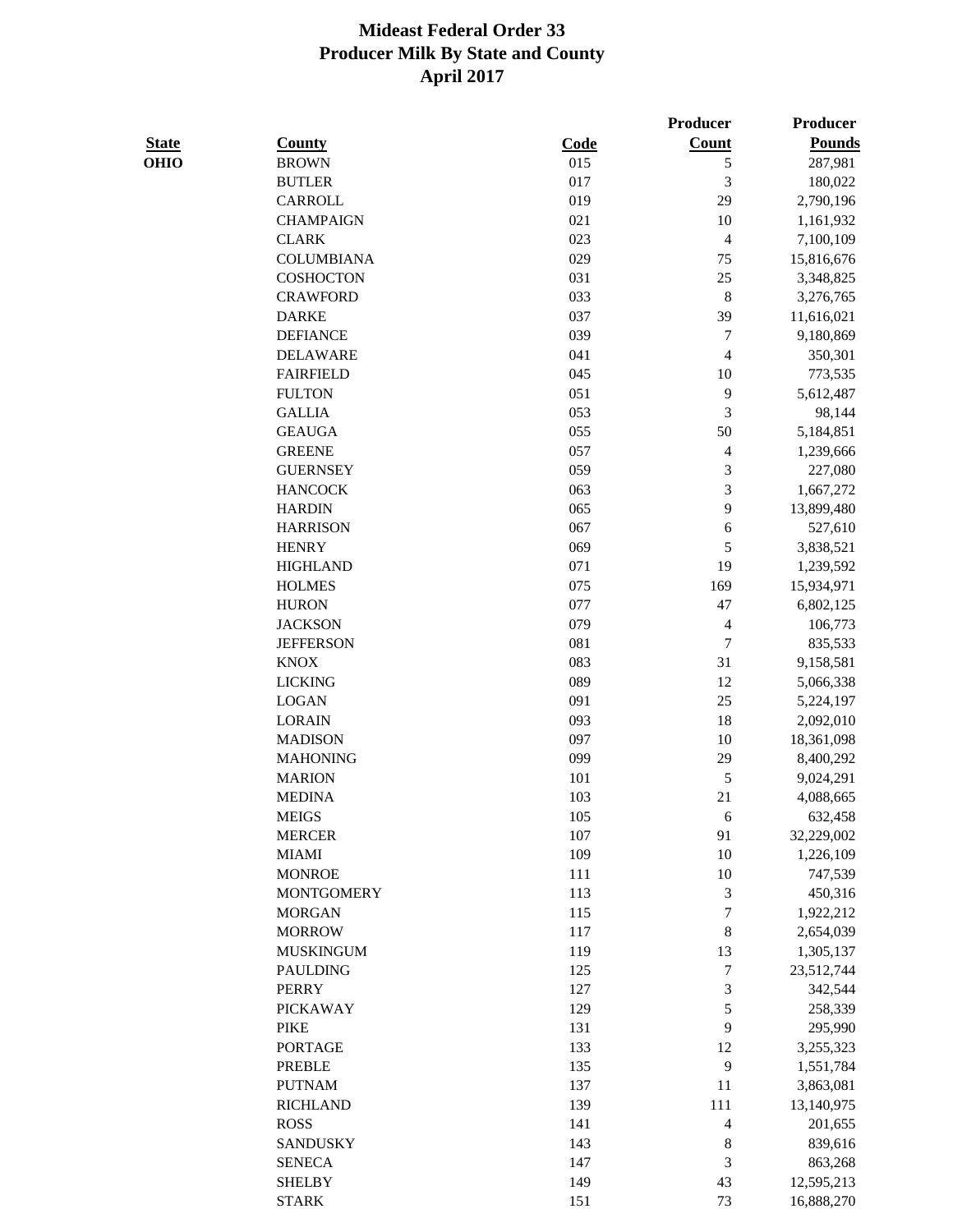# Mideast Federal Order 33
## Producer Milk By State and County
## April 2017

| State | County | Code | Producer Count | Producer Pounds |
|---|---|---|---|---|
| OHIO | BROWN | 015 | 5 | 287,981 |
| | BUTLER | 017 | 3 | 180,022 |
| | CARROLL | 019 | 29 | 2,790,196 |
| | CHAMPAIGN | 021 | 10 | 1,161,932 |
| | CLARK | 023 | 4 | 7,100,109 |
| | COLUMBIANA | 029 | 75 | 15,816,676 |
| | COSHOCTON | 031 | 25 | 3,348,825 |
| | CRAWFORD | 033 | 8 | 3,276,765 |
| | DARKE | 037 | 39 | 11,616,021 |
| | DEFIANCE | 039 | 7 | 9,180,869 |
| | DELAWARE | 041 | 4 | 350,301 |
| | FAIRFIELD | 045 | 10 | 773,535 |
| | FULTON | 051 | 9 | 5,612,487 |
| | GALLIA | 053 | 3 | 98,144 |
| | GEAUGA | 055 | 50 | 5,184,851 |
| | GREENE | 057 | 4 | 1,239,666 |
| | GUERNSEY | 059 | 3 | 227,080 |
| | HANCOCK | 063 | 3 | 1,667,272 |
| | HARDIN | 065 | 9 | 13,899,480 |
| | HARRISON | 067 | 6 | 527,610 |
| | HENRY | 069 | 5 | 3,838,521 |
| | HIGHLAND | 071 | 19 | 1,239,592 |
| | HOLMES | 075 | 169 | 15,934,971 |
| | HURON | 077 | 47 | 6,802,125 |
| | JACKSON | 079 | 4 | 106,773 |
| | JEFFERSON | 081 | 7 | 835,533 |
| | KNOX | 083 | 31 | 9,158,581 |
| | LICKING | 089 | 12 | 5,066,338 |
| | LOGAN | 091 | 25 | 5,224,197 |
| | LORAIN | 093 | 18 | 2,092,010 |
| | MADISON | 097 | 10 | 18,361,098 |
| | MAHONING | 099 | 29 | 8,400,292 |
| | MARION | 101 | 5 | 9,024,291 |
| | MEDINA | 103 | 21 | 4,088,665 |
| | MEIGS | 105 | 6 | 632,458 |
| | MERCER | 107 | 91 | 32,229,002 |
| | MIAMI | 109 | 10 | 1,226,109 |
| | MONROE | 111 | 10 | 747,539 |
| | MONTGOMERY | 113 | 3 | 450,316 |
| | MORGAN | 115 | 7 | 1,922,212 |
| | MORROW | 117 | 8 | 2,654,039 |
| | MUSKINGUM | 119 | 13 | 1,305,137 |
| | PAULDING | 125 | 7 | 23,512,744 |
| | PERRY | 127 | 3 | 342,544 |
| | PICKAWAY | 129 | 5 | 258,339 |
| | PIKE | 131 | 9 | 295,990 |
| | PORTAGE | 133 | 12 | 3,255,323 |
| | PREBLE | 135 | 9 | 1,551,784 |
| | PUTNAM | 137 | 11 | 3,863,081 |
| | RICHLAND | 139 | 111 | 13,140,975 |
| | ROSS | 141 | 4 | 201,655 |
| | SANDUSKY | 143 | 8 | 839,616 |
| | SENECA | 147 | 3 | 863,268 |
| | SHELBY | 149 | 43 | 12,595,213 |
| | STARK | 151 | 73 | 16,888,270 |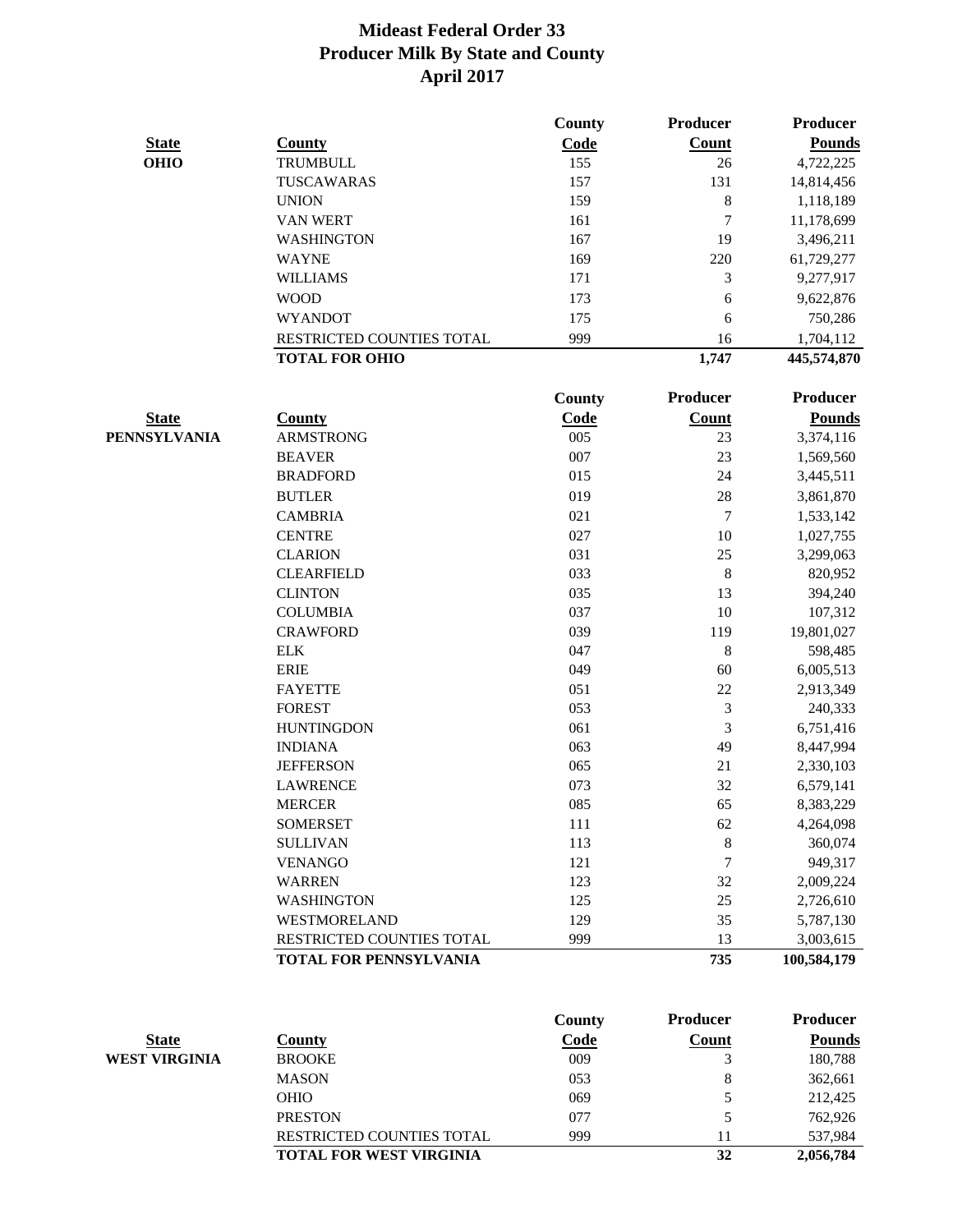# Mideast Federal Order 33
## Producer Milk By State and County
## April 2017

| State | County | County Code | Producer Count | Producer Pounds |
|---|---|---|---|---|
| OHIO | TRUMBULL | 155 | 26 | 4,722,225 |
| | TUSCAWARAS | 157 | 131 | 14,814,456 |
| | UNION | 159 | 8 | 1,118,189 |
| | VAN WERT | 161 | 7 | 11,178,699 |
| | WASHINGTON | 167 | 19 | 3,496,211 |
| | WAYNE | 169 | 220 | 61,729,277 |
| | WILLIAMS | 171 | 3 | 9,277,917 |
| | WOOD | 173 | 6 | 9,622,876 |
| | WYANDOT | 175 | 6 | 750,286 |
| | RESTRICTED COUNTIES TOTAL | 999 | 16 | 1,704,112 |
| | **TOTAL FOR OHIO** | | **1,747** | **445,574,870** |

| State | County | County Code | Producer Count | Producer Pounds |
|---|---|---|---|---|
| PENNSYLVANIA | ARMSTRONG | 005 | 23 | 3,374,116 |
| | BEAVER | 007 | 23 | 1,569,560 |
| | BRADFORD | 015 | 24 | 3,445,511 |
| | BUTLER | 019 | 28 | 3,861,870 |
| | CAMBRIA | 021 | 7 | 1,533,142 |
| | CENTRE | 027 | 10 | 1,027,755 |
| | CLARION | 031 | 25 | 3,299,063 |
| | CLEARFIELD | 033 | 8 | 820,952 |
| | CLINTON | 035 | 13 | 394,240 |
| | COLUMBIA | 037 | 10 | 107,312 |
| | CRAWFORD | 039 | 119 | 19,801,027 |
| | ELK | 047 | 8 | 598,485 |
| | ERIE | 049 | 60 | 6,005,513 |
| | FAYETTE | 051 | 22 | 2,913,349 |
| | FOREST | 053 | 3 | 240,333 |
| | HUNTINGDON | 061 | 3 | 6,751,416 |
| | INDIANA | 063 | 49 | 8,447,994 |
| | JEFFERSON | 065 | 21 | 2,330,103 |
| | LAWRENCE | 073 | 32 | 6,579,141 |
| | MERCER | 085 | 65 | 8,383,229 |
| | SOMERSET | 111 | 62 | 4,264,098 |
| | SULLIVAN | 113 | 8 | 360,074 |
| | VENANGO | 121 | 7 | 949,317 |
| | WARREN | 123 | 32 | 2,009,224 |
| | WASHINGTON | 125 | 25 | 2,726,610 |
| | WESTMORELAND | 129 | 35 | 5,787,130 |
| | RESTRICTED COUNTIES TOTAL | 999 | 13 | 3,003,615 |
| | **TOTAL FOR PENNSYLVANIA** | | **735** | **100,584,179** |

| State | County | County Code | Producer Count | Producer Pounds |
|---|---|---|---|---|
| WEST VIRGINIA | BROOKE | 009 | 3 | 180,788 |
| | MASON | 053 | 8 | 362,661 |
| | OHIO | 069 | 5 | 212,425 |
| | PRESTON | 077 | 5 | 762,926 |
| | RESTRICTED COUNTIES TOTAL | 999 | 11 | 537,984 |
| | **TOTAL FOR WEST VIRGINIA** | | **32** | **2,056,784** |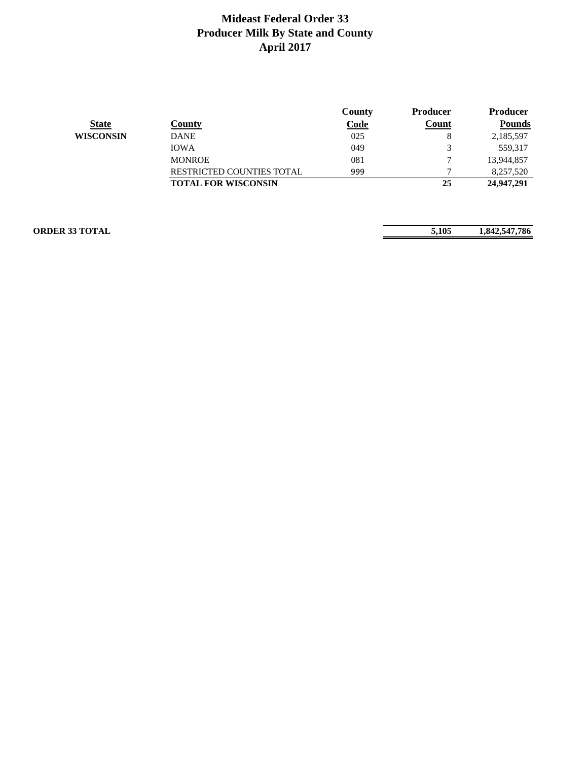# Mideast Federal Order 33
## Producer Milk By State and County
## April 2017

| State | County | County Code | Producer Count | Producer Pounds |
|---|---|---|---|---|
| **WISCONSIN** | DANE | 025 | 8 | 2,185,597 |
| | IOWA | 049 | 3 | 559,317 |
| | MONROE | 081 | 7 | 13,944,857 |
| | RESTRICTED COUNTIES TOTAL | 999 | 7 | 8,257,520 |
| | **TOTAL FOR WISCONSIN** | | **25** | **24,947,291** |
| **ORDER 33 TOTAL** | | | **5,105** | **1,842,547,786** |